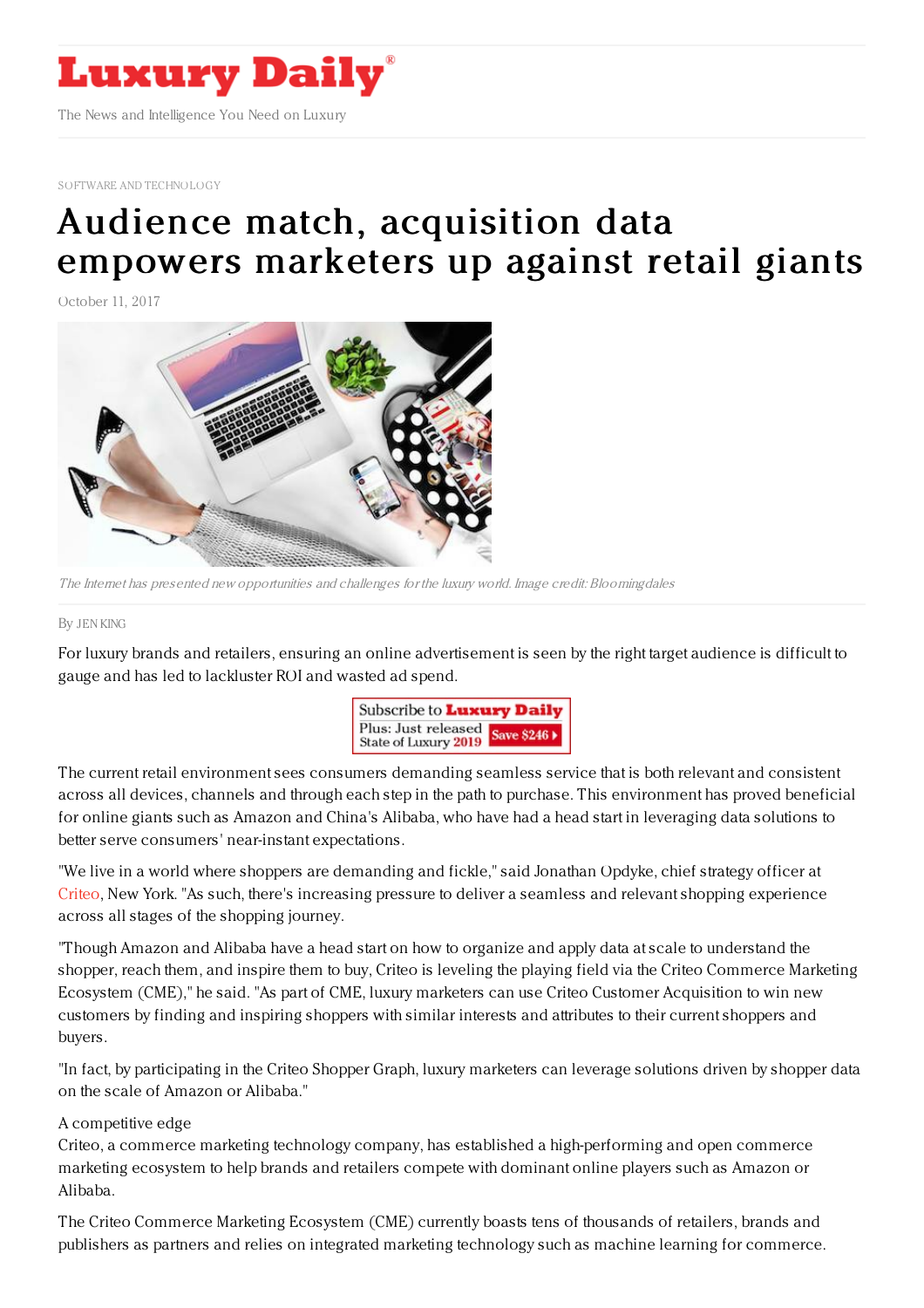# Luxury Daily

The News and Intelligence You Need on Luxury

SOFTWARE AND TECHNOLOGY

# Audience match, acquisition data empowers marketers up against retail giants

October 11, 2017

*The Internet has presented new opportunities and challenges for the luxury world. Image credit: Bloomingdales*

By JEN KING

For luxury brands and retailers, ensuring an online advertisement is seen by the right target audience is difficult to gauge and has led to lackluster ROI and wasted ad spend.

The current retail environment sees consumers demanding seamless service that is both relevant and consistent across all devices, channels and through each step in the path to purchase. This environment has proved beneficial for online giants such as Amazon and China's Alibaba, who have had a head start in leveraging data solutions to better serve consumers' near-instant expectations.

"We live in a world where shoppers are demanding and fickle," said Jonathan Opdyke, chief strategy officer at Criteo, New York. "As such, there's increasing pressure to deliver a seamless and relevant shopping experience across all stages of the shopping journey.

"Though Amazon and Alibaba have a head start on how to organize and apply data at scale to understand the shopper, reach them, and inspire them to buy, Criteo is leveling the playing field via the Criteo Commerce Marketing Ecosystem (CME)," he said. "As part of CME, luxury marketers can use Criteo Customer Acquisition to win new customers by finding and inspiring shoppers with similar interests and attributes to their current shoppers and buyers.

"In fact, by participating in the Criteo Shopper Graph, luxury marketers can leverage solutions driven by shopper data on the scale of Amazon or Alibaba."

## A competitive edge

Criteo, a commerce marketing technology company, has established a high-performing and open commerce marketing ecosystem to help brands and retailers compete with dominant online players such as Amazon or Alibaba.

The Criteo Commerce Marketing Ecosystem (CME) currently boasts tens of thousands of retailers, brands and publishers as partners and relies on integrated marketing technology such as machine learning for commerce.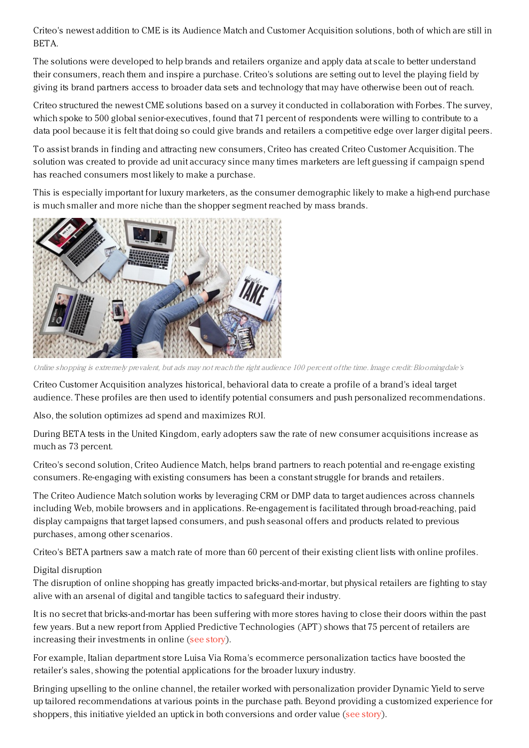Criteo's newest addition to CME is its Audience Match and Customer Acquisition solutions, both of which are still in BETA.

The solutions were developed to help brands and retailers organize and apply data at scale to better understand their consumers, reach them and inspire a purchase. Criteo's solutions are setting out to level the playing field by giving its brand partners access to broader data sets and technology that may have otherwise been out of reach.

Criteo structured the newest CME solutions based on a survey it conducted in collaboration with Forbes. The survey, which spoke to 500 global senior-executives, found that 71 percent of respondents were willing to contribute to a data pool because it is felt that doing so could give brands and retailers a competitive edge over larger digital peers.

To assist brands in finding and attracting new consumers, Criteo has created Criteo Customer Acquisition. The solution was created to provide ad unit accuracy since many times marketers are left guessing if campaign spend has reached consumers most likely to make a purchase.

This is especially important for luxury marketers, as the consumer demographic likely to make a high-end purchase is much smaller and more niche than the shopper segment reached by mass brands.

*Online shopping is extremely prevalent, but ads may not reach the right audience 100 percent of the time. Image credit: Bloomingdale's*

Criteo Customer Acquisition analyzes historical, behavioral data to create a profile of a brand's ideal target audience. These profiles are then used to identify potential consumers and push personalized recommendations.

Also, the solution optimizes ad spend and maximizes ROI.

During BETA tests in the United Kingdom, early adopters saw the rate of new consumer acquisitions increase as much as 73 percent.

Criteo's second solution, Criteo Audience Match, helps brand partners to reach potential and re-engage existing consumers. Re-engaging with existing consumers has been a constant struggle for brands and retailers.

The Criteo Audience Match solution works by leveraging CRM or DMP data to target audiences across channels including Web, mobile browsers and in applications. Re-engagement is facilitated through broad-reaching, paid display campaigns that target lapsed consumers, and push seasonal offers and products related to previous purchases, among other scenarios.

Criteo's BETA partners saw a match rate of more than 60 percent of their existing client lists with online profiles.

## Digital disruption

The disruption of online shopping has greatly impacted bricks-and-mortar, but physical retailers are fighting to stay alive with an arsenal of digital and tangible tactics to safeguard their industry.

It is no secret that bricks-and-mortar has been suffering with more stores having to close their doors within the past few years. But a new report from Applied Predictive Technologies (APT) shows that 75 percent of retailers are increasing their investments in online (see story).

For example, Italian department store Luisa Via Roma's ecommerce personalization tactics have boosted the retailer's sales, showing the potential applications for the broader luxury industry.

Bringing upselling to the online channel, the retailer worked with personalization provider Dynamic Yield to serve up tailored recommendations at various points in the purchase path. Beyond providing a customized experience for shoppers, this initiative yielded an uptick in both conversions and order value (see story).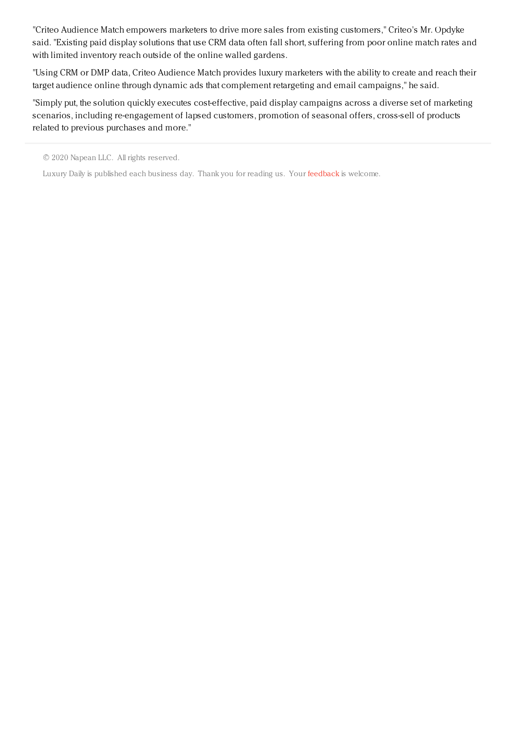"Criteo Audience Match empowers marketers to drive more sales from existing customers," Criteo's Mr. Opdyke said. "Existing paid display solutions that use CRM data often fall short, suffering from poor online match rates and with limited inventory reach outside of the online walled gardens.

"Using CRM or DMP data, Criteo Audience Match provides luxury marketers with the ability to create and reach their target audience online through dynamic ads that complement retargeting and email campaigns," he said.

"Simply put, the solution quickly executes cost-effective, paid display campaigns across a diverse set of marketing scenarios, including re-engagement of lapsed customers, promotion of seasonal offers, cross-sell of products related to previous purchases and more."

© 2020 Napean LLC. All rights reserved.

Luxury Daily is published each business day. Thank you for reading us. Your feedback is welcome.